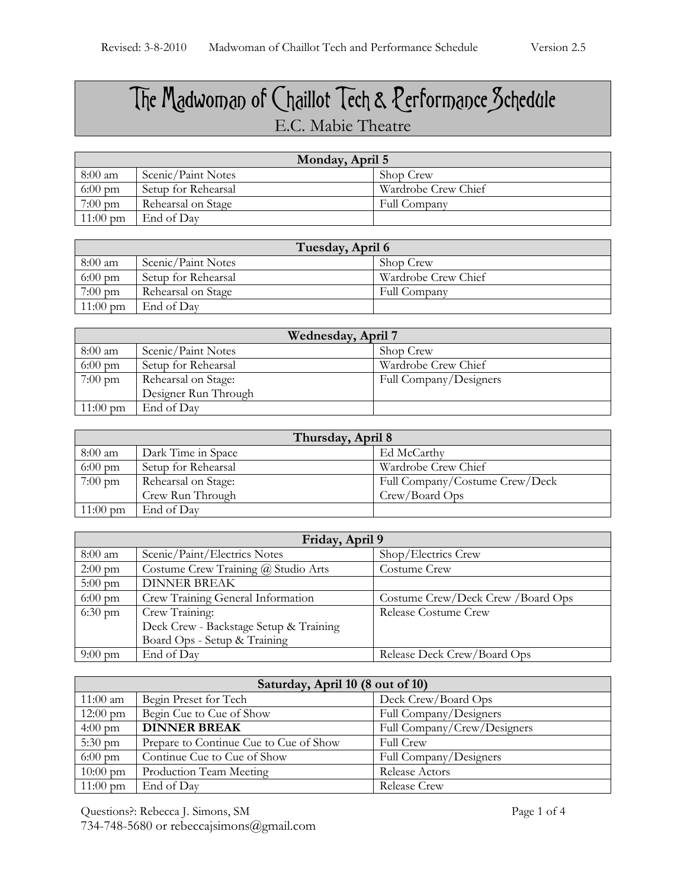# The Madwoman of Chaillot Tech & Performance Schedule

E.C. Mabie Theatre

| Monday, April 5 | | |
|---|---|---|
| 8:00 am | Scenic/Paint Notes | Shop Crew |
| 6:00 pm | Setup for Rehearsal | Wardrobe Crew Chief |
| 7:00 pm | Rehearsal on Stage | Full Company |
| 11:00 pm | End of Day | |

| Tuesday, April 6 | | |
|---|---|---|
| 8:00 am | Scenic/Paint Notes | Shop Crew |
| 6:00 pm | Setup for Rehearsal | Wardrobe Crew Chief |
| 7:00 pm | Rehearsal on Stage | Full Company |
| 11:00 pm | End of Day | |

| Wednesday, April 7 | | |
|---|---|---|
| 8:00 am | Scenic/Paint Notes | Shop Crew |
| 6:00 pm | Setup for Rehearsal | Wardrobe Crew Chief |
| 7:00 pm | Rehearsal on Stage: Designer Run Through | Full Company/Designers |
| 11:00 pm | End of Day | |

| Thursday, April 8 | | |
|---|---|---|
| 8:00 am | Dark Time in Space | Ed McCarthy |
| 6:00 pm | Setup for Rehearsal | Wardrobe Crew Chief |
| 7:00 pm | Rehearsal on Stage: Crew Run Through | Full Company/Costume Crew/Deck Crew/Board Ops |
| 11:00 pm | End of Day | |

| Friday, April 9 | | |
|---|---|---|
| 8:00 am | Scenic/Paint/Electrics Notes | Shop/Electrics Crew |
| 2:00 pm | Costume Crew Training @ Studio Arts | Costume Crew |
| 5:00 pm | DINNER BREAK | |
| 6:00 pm | Crew Training General Information | Costume Crew/Deck Crew /Board Ops |
| 6:30 pm | Crew Training: Deck Crew - Backstage Setup & Training Board Ops - Setup & Training | Release Costume Crew |
| 9:00 pm | End of Day | Release Deck Crew/Board Ops |

| Saturday, April 10 (8 out of 10) | | |
|---|---|---|
| 11:00 am | Begin Preset for Tech | Deck Crew/Board Ops |
| 12:00 pm | Begin Cue to Cue of Show | Full Company/Designers |
| 4:00 pm | **DINNER BREAK** | Full Company/Crew/Designers |
| 5:30 pm | Prepare to Continue Cue to Cue of Show | Full Crew |
| 6:00 pm | Continue Cue to Cue of Show | Full Company/Designers |
| 10:00 pm | Production Team Meeting | Release Actors |
| 11:00 pm | End of Day | Release Crew |

Questions?: Rebecca J. Simons, SM
734-748-5680 or rebeccajsimons@gmail.com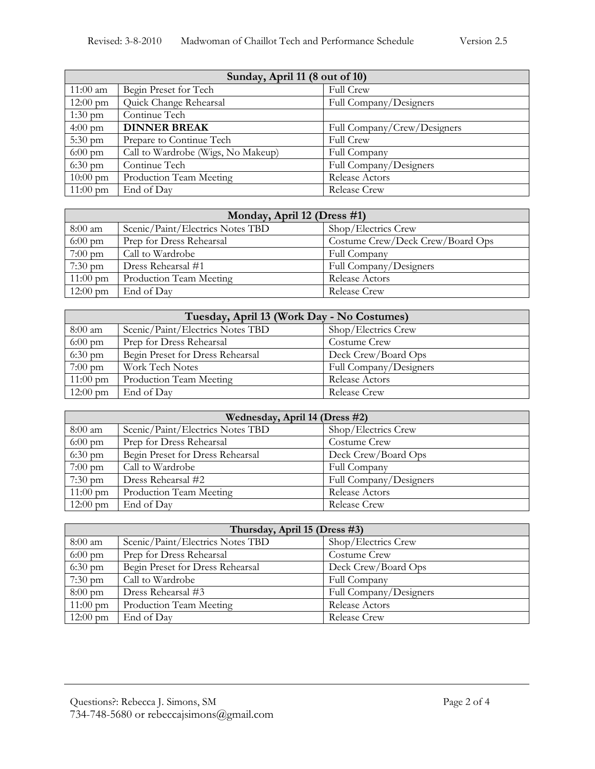| Sunday, April 11 (8 out of 10) | | |
|---|---|---|
| 11:00 am | Begin Preset for Tech | Full Crew |
| 12:00 pm | Quick Change Rehearsal | Full Company/Designers |
| 1:30 pm | Continue Tech | |
| 4:00 pm | **DINNER BREAK** | Full Company/Crew/Designers |
| 5:30 pm | Prepare to Continue Tech | Full Crew |
| 6:00 pm | Call to Wardrobe (Wigs, No Makeup) | Full Company |
| 6:30 pm | Continue Tech | Full Company/Designers |
| 10:00 pm | Production Team Meeting | Release Actors |
| 11:00 pm | End of Day | Release Crew |

| Monday, April 12 (Dress #1) | | |
|---|---|---|
| 8:00 am | Scenic/Paint/Electrics Notes TBD | Shop/Electrics Crew |
| 6:00 pm | Prep for Dress Rehearsal | Costume Crew/Deck Crew/Board Ops |
| 7:00 pm | Call to Wardrobe | Full Company |
| 7:30 pm | Dress Rehearsal #1 | Full Company/Designers |
| 11:00 pm | Production Team Meeting | Release Actors |
| 12:00 pm | End of Day | Release Crew |

| Tuesday, April 13 (Work Day - No Costumes) | | |
|---|---|---|
| 8:00 am | Scenic/Paint/Electrics Notes TBD | Shop/Electrics Crew |
| 6:00 pm | Prep for Dress Rehearsal | Costume Crew |
| 6:30 pm | Begin Preset for Dress Rehearsal | Deck Crew/Board Ops |
| 7:00 pm | Work Tech Notes | Full Company/Designers |
| 11:00 pm | Production Team Meeting | Release Actors |
| 12:00 pm | End of Day | Release Crew |

| Wednesday, April 14 (Dress #2) | | |
|---|---|---|
| 8:00 am | Scenic/Paint/Electrics Notes TBD | Shop/Electrics Crew |
| 6:00 pm | Prep for Dress Rehearsal | Costume Crew |
| 6:30 pm | Begin Preset for Dress Rehearsal | Deck Crew/Board Ops |
| 7:00 pm | Call to Wardrobe | Full Company |
| 7:30 pm | Dress Rehearsal #2 | Full Company/Designers |
| 11:00 pm | Production Team Meeting | Release Actors |
| 12:00 pm | End of Day | Release Crew |

| Thursday, April 15 (Dress #3) | | |
|---|---|---|
| 8:00 am | Scenic/Paint/Electrics Notes TBD | Shop/Electrics Crew |
| 6:00 pm | Prep for Dress Rehearsal | Costume Crew |
| 6:30 pm | Begin Preset for Dress Rehearsal | Deck Crew/Board Ops |
| 7:30 pm | Call to Wardrobe | Full Company |
| 8:00 pm | Dress Rehearsal #3 | Full Company/Designers |
| 11:00 pm | Production Team Meeting | Release Actors |
| 12:00 pm | End of Day | Release Crew |

Questions?: Rebecca J. Simons, SM
734-748-5680 or rebeccajsimons@gmail.com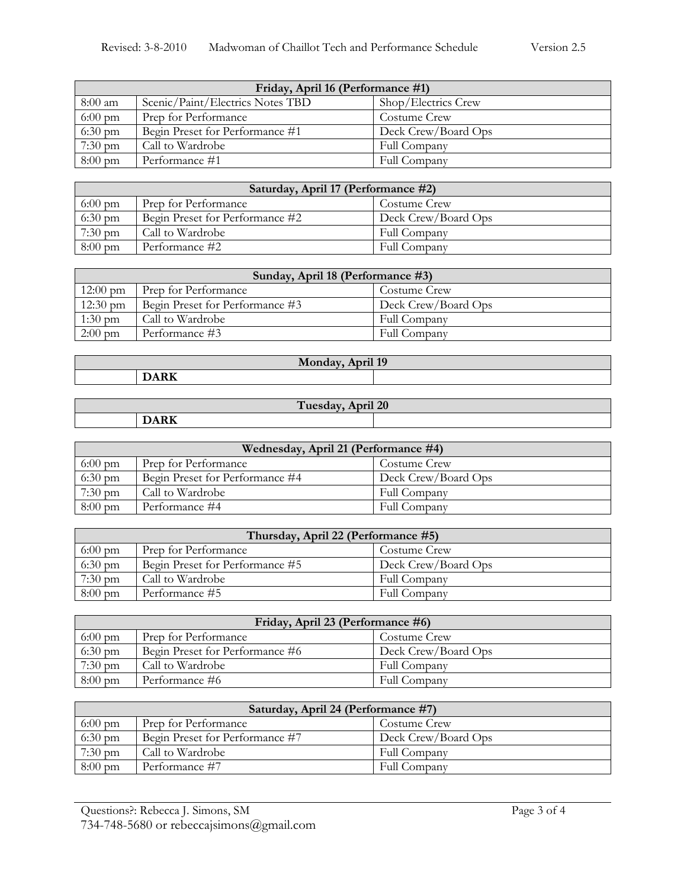| Friday, April 16 (Performance #1) | | |
|---|---|---|
| 8:00 am | Scenic/Paint/Electrics Notes TBD | Shop/Electrics Crew |
| 6:00 pm | Prep for Performance | Costume Crew |
| 6:30 pm | Begin Preset for Performance #1 | Deck Crew/Board Ops |
| 7:30 pm | Call to Wardrobe | Full Company |
| 8:00 pm | Performance #1 | Full Company |

| Saturday, April 17 (Performance #2) | | |
|---|---|---|
| 6:00 pm | Prep for Performance | Costume Crew |
| 6:30 pm | Begin Preset for Performance #2 | Deck Crew/Board Ops |
| 7:30 pm | Call to Wardrobe | Full Company |
| 8:00 pm | Performance #2 | Full Company |

| Sunday, April 18 (Performance #3) | | |
|---|---|---|
| 12:00 pm | Prep for Performance | Costume Crew |
| 12:30 pm | Begin Preset for Performance #3 | Deck Crew/Board Ops |
| 1:30 pm | Call to Wardrobe | Full Company |
| 2:00 pm | Performance #3 | Full Company |

| Monday, April 19 | | |
|---|---|---|
| | **DARK** | |

| Tuesday, April 20 | | |
|---|---|---|
| | **DARK** | |

| Wednesday, April 21 (Performance #4) | | |
|---|---|---|
| 6:00 pm | Prep for Performance | Costume Crew |
| 6:30 pm | Begin Preset for Performance #4 | Deck Crew/Board Ops |
| 7:30 pm | Call to Wardrobe | Full Company |
| 8:00 pm | Performance #4 | Full Company |

| Thursday, April 22 (Performance #5) | | |
|---|---|---|
| 6:00 pm | Prep for Performance | Costume Crew |
| 6:30 pm | Begin Preset for Performance #5 | Deck Crew/Board Ops |
| 7:30 pm | Call to Wardrobe | Full Company |
| 8:00 pm | Performance #5 | Full Company |

| Friday, April 23 (Performance #6) | | |
|---|---|---|
| 6:00 pm | Prep for Performance | Costume Crew |
| 6:30 pm | Begin Preset for Performance #6 | Deck Crew/Board Ops |
| 7:30 pm | Call to Wardrobe | Full Company |
| 8:00 pm | Performance #6 | Full Company |

| Saturday, April 24 (Performance #7) | | |
|---|---|---|
| 6:00 pm | Prep for Performance | Costume Crew |
| 6:30 pm | Begin Preset for Performance #7 | Deck Crew/Board Ops |
| 7:30 pm | Call to Wardrobe | Full Company |
| 8:00 pm | Performance #7 | Full Company |

Questions?: Rebecca J. Simons, SM
734-748-5680 or rebeccajsimons@gmail.com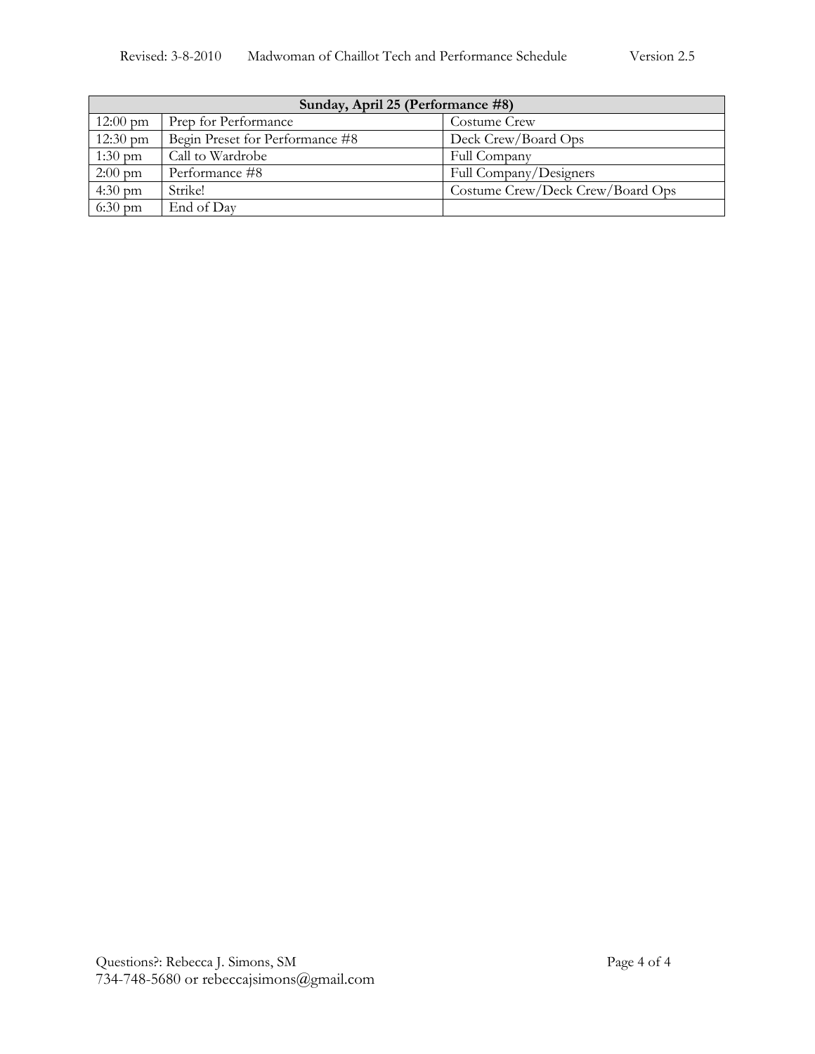| Sunday, April 25 (Performance #8) | | |
| --- | --- | --- |
| 12:00 pm | Prep for Performance | Costume Crew |
| 12:30 pm | Begin Preset for Performance #8 | Deck Crew/Board Ops |
| 1:30 pm | Call to Wardrobe | Full Company |
| 2:00 pm | Performance #8 | Full Company/Designers |
| 4:30 pm | Strike! | Costume Crew/Deck Crew/Board Ops |
| 6:30 pm | End of Day | |